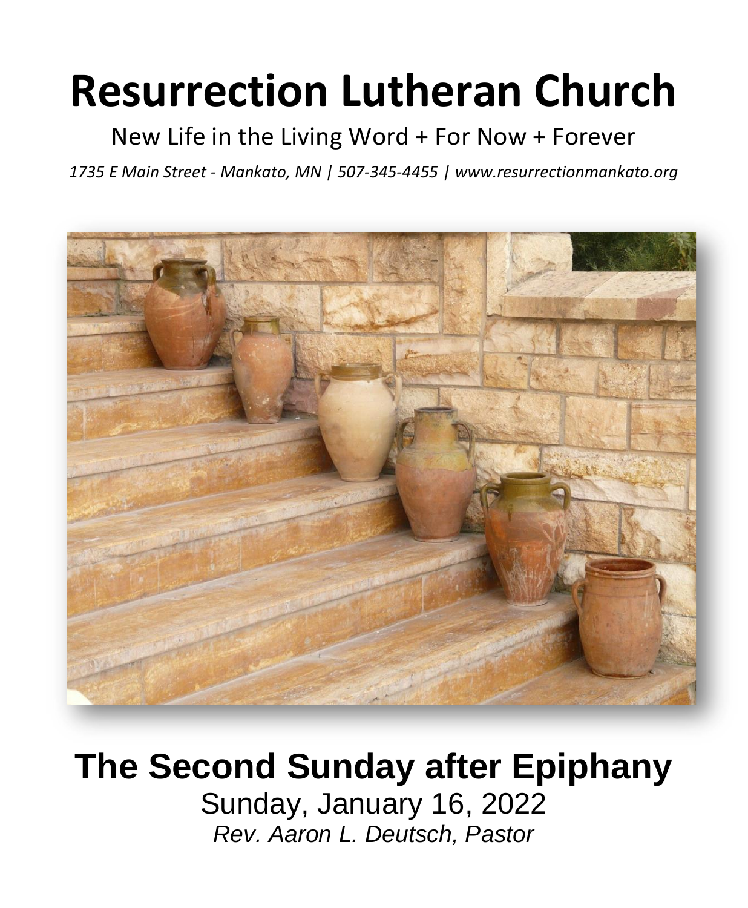# Resurrection Lutheran Church

New Life in the Living Word + For Now + Forever

*1735 E Main Street - Mankato, MN | 507-345-4455 | www.resurrectionmankato.org*

## The Second Sunday after Epiphany

Sunday, January 16, 2022

*Rev. Aaron L. Deutsch, Pastor*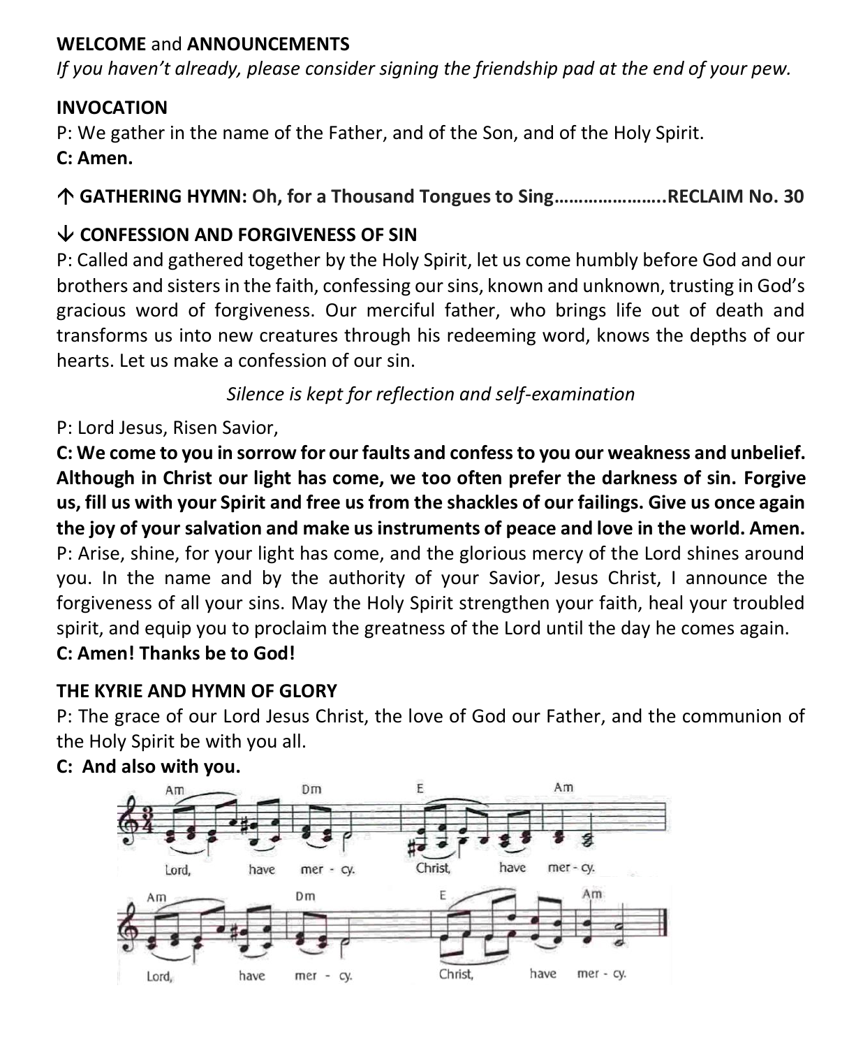**WELCOME** and **ANNOUNCEMENTS**

*If you haven't already, please consider signing the friendship pad at the end of your pew.*

**INVOCATION**

P: We gather in the name of the Father, and of the Son, and of the Holy Spirit.

**C: Amen.**

**↑ GATHERING HYMN: Oh, for a Thousand Tongues to Sing…………………..RECLAIM No. 30**

**↓ CONFESSION AND FORGIVENESS OF SIN**

P: Called and gathered together by the Holy Spirit, let us come humbly before God and our brothers and sisters in the faith, confessing our sins, known and unknown, trusting in God's gracious word of forgiveness. Our merciful father, who brings life out of death and transforms us into new creatures through his redeeming word, knows the depths of our hearts. Let us make a confession of our sin.

*Silence is kept for reflection and self-examination*

P: Lord Jesus, Risen Savior,

**C: We come to you in sorrow for our faults and confess to you our weakness and unbelief. Although in Christ our light has come, we too often prefer the darkness of sin. Forgive us, fill us with your Spirit and free us from the shackles of our failings. Give us once again the joy of your salvation and make us instruments of peace and love in the world. Amen.**

P: Arise, shine, for your light has come, and the glorious mercy of the Lord shines around you. In the name and by the authority of your Savior, Jesus Christ, I announce the forgiveness of all your sins. May the Holy Spirit strengthen your faith, heal your troubled spirit, and equip you to proclaim the greatness of the Lord until the day he comes again.

**C: Amen! Thanks be to God!**

**THE KYRIE AND HYMN OF GLORY**

P: The grace of our Lord Jesus Christ, the love of God our Father, and the communion of the Holy Spirit be with you all.

**C: And also with you.**

Am Dm E Am

Lord, have mer - cy. Christ, have mer - cy.

Am Dm E Am

Lord, have mer - cy. Christ, have mer - cy.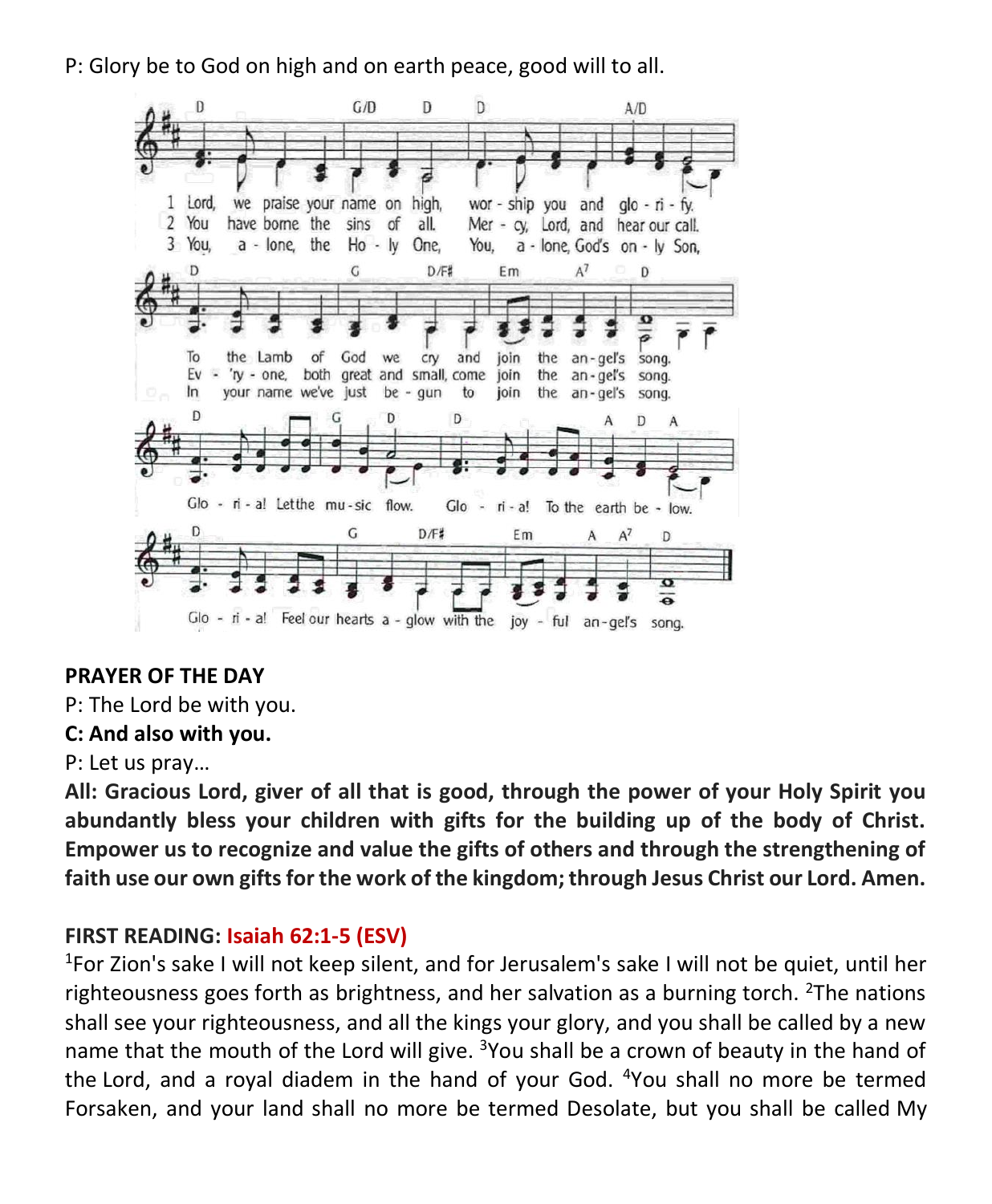P: Glory be to God on high and on earth peace, good will to all.

1 Lord, we praise your name on high, worship you and glorify. To the Lamb of God we cry and join the angel's song.
2 You have borne the sins of all. Mercy, Lord, and hear our call. Ev'ryone, both great and small, come join the angel's song.
3 You, alone, the Holy One, You, alone, God's only Son, In your name we've just begun to join the angel's song.

Gloria! Let the music flow. Gloria! To the earth below. Gloria! Feel our hearts aglow with the joyful angel's song.

**PRAYER OF THE DAY**

P: The Lord be with you.

**C: And also with you.**

P: Let us pray…

**All: Gracious Lord, giver of all that is good, through the power of your Holy Spirit you abundantly bless your children with gifts for the building up of the body of Christ. Empower us to recognize and value the gifts of others and through the strengthening of faith use our own gifts for the work of the kingdom; through Jesus Christ our Lord. Amen.**

**FIRST READING: Isaiah 62:1-5 (ESV)**

[1]For Zion's sake I will not keep silent, and for Jerusalem's sake I will not be quiet, until her righteousness goes forth as brightness, and her salvation as a burning torch. [2]The nations shall see your righteousness, and all the kings your glory, and you shall be called by a new name that the mouth of the Lord will give. [3]You shall be a crown of beauty in the hand of the Lord, and a royal diadem in the hand of your God. [4]You shall no more be termed Forsaken, and your land shall no more be termed Desolate, but you shall be called My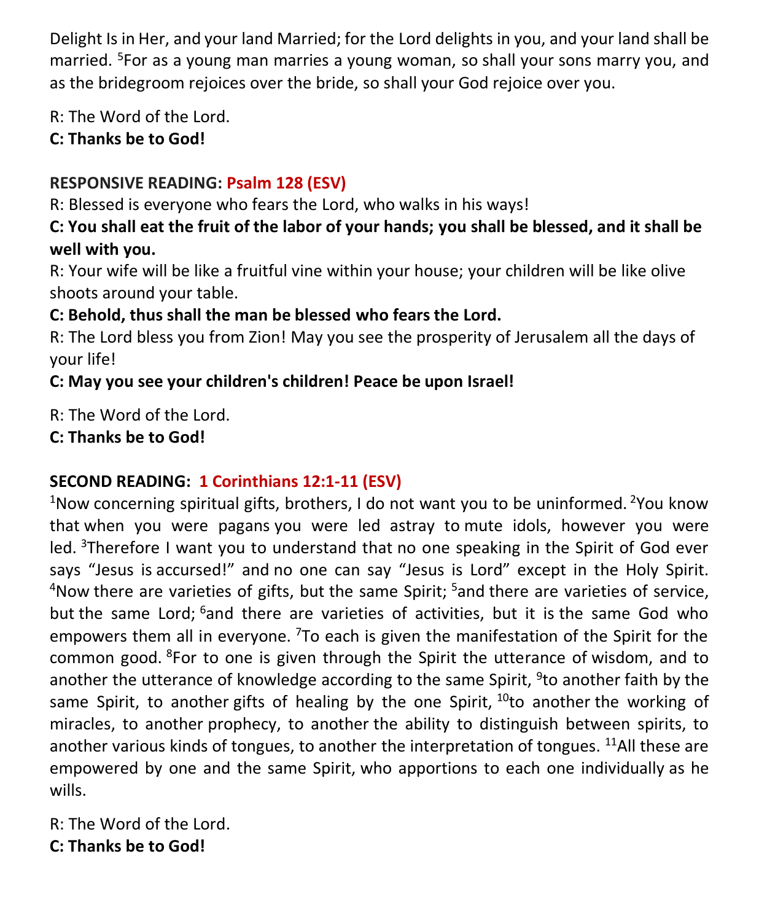Delight Is in Her, and your land Married; for the Lord delights in you, and your land shall be married. [5]For as a young man marries a young woman, so shall your sons marry you, and as the bridegroom rejoices over the bride, so shall your God rejoice over you.

R: The Word of the Lord.
**C: Thanks be to God!**

**RESPONSIVE READING: Psalm 128 (ESV)**

R: Blessed is everyone who fears the Lord, who walks in his ways!
**C: You shall eat the fruit of the labor of your hands; you shall be blessed, and it shall be well with you.**
R: Your wife will be like a fruitful vine within your house; your children will be like olive shoots around your table.
**C: Behold, thus shall the man be blessed who fears the Lord.**
R: The Lord bless you from Zion! May you see the prosperity of Jerusalem all the days of your life!
**C: May you see your children's children! Peace be upon Israel!**

R: The Word of the Lord.
**C: Thanks be to God!**

**SECOND READING: 1 Corinthians 12:1-11 (ESV)**

[1]Now concerning spiritual gifts, brothers, I do not want you to be uninformed. [2]You know that when you were pagans you were led astray to mute idols, however you were led. [3]Therefore I want you to understand that no one speaking in the Spirit of God ever says "Jesus is accursed!" and no one can say "Jesus is Lord" except in the Holy Spirit. [4]Now there are varieties of gifts, but the same Spirit; [5]and there are varieties of service, but the same Lord; [6]and there are varieties of activities, but it is the same God who empowers them all in everyone. [7]To each is given the manifestation of the Spirit for the common good. [8]For to one is given through the Spirit the utterance of wisdom, and to another the utterance of knowledge according to the same Spirit, [9]to another faith by the same Spirit, to another gifts of healing by the one Spirit, [10]to another the working of miracles, to another prophecy, to another the ability to distinguish between spirits, to another various kinds of tongues, to another the interpretation of tongues. [11]All these are empowered by one and the same Spirit, who apportions to each one individually as he wills.

R: The Word of the Lord.
**C: Thanks be to God!**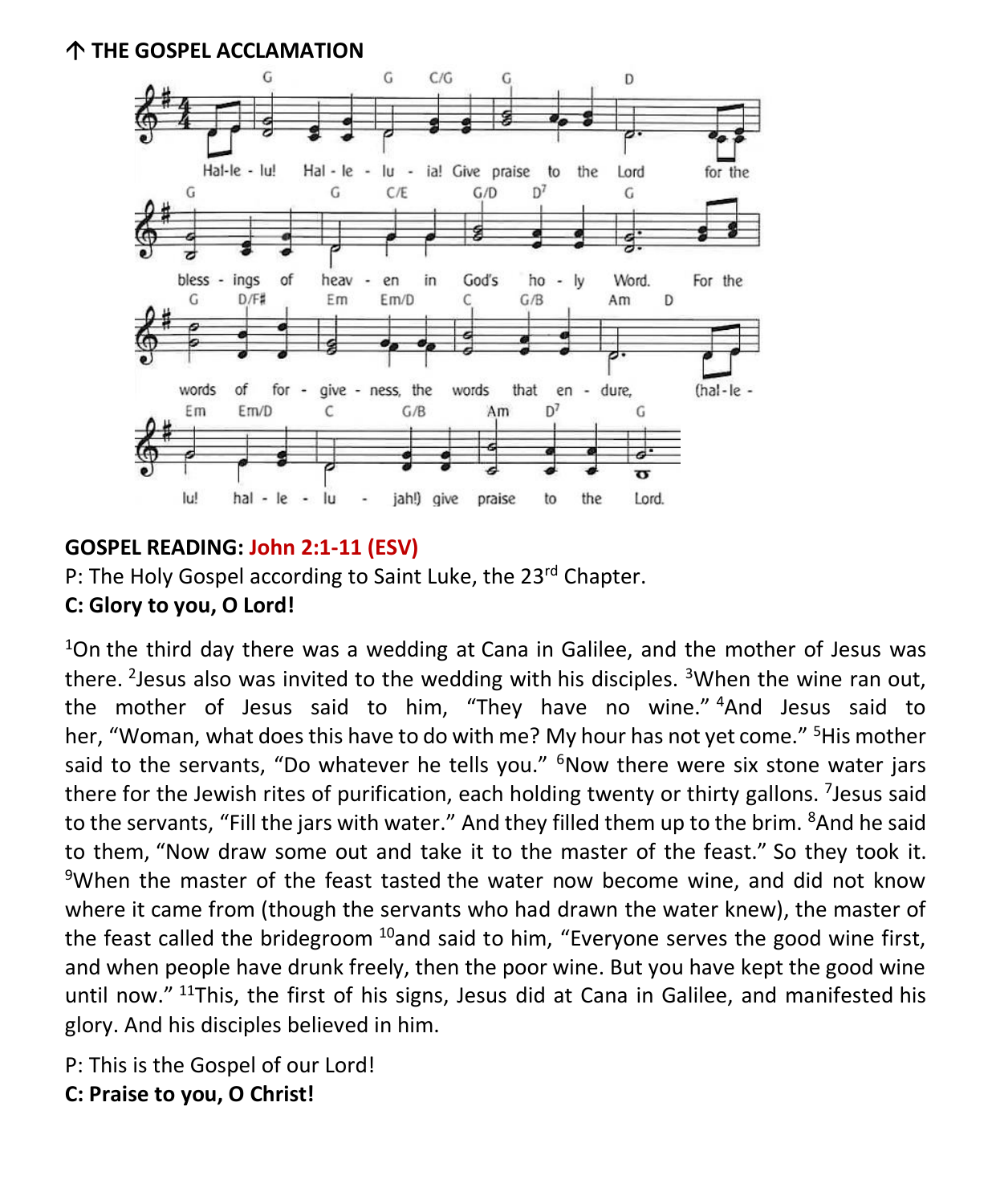**↑ THE GOSPEL ACCLAMATION**

**GOSPEL READING: John 2:1-11 (ESV)**

P: The Holy Gospel according to Saint Luke, the 23rd Chapter.

**C: Glory to you, O Lord!**

[1]On the third day there was a wedding at Cana in Galilee, and the mother of Jesus was there. [2]Jesus also was invited to the wedding with his disciples. [3]When the wine ran out, the mother of Jesus said to him, "They have no wine." [4]And Jesus said to her, "Woman, what does this have to do with me? My hour has not yet come." [5]His mother said to the servants, "Do whatever he tells you." [6]Now there were six stone water jars there for the Jewish rites of purification, each holding twenty or thirty gallons. [7]Jesus said to the servants, "Fill the jars with water." And they filled them up to the brim. [8]And he said to them, "Now draw some out and take it to the master of the feast." So they took it. [9]When the master of the feast tasted the water now become wine, and did not know where it came from (though the servants who had drawn the water knew), the master of the feast called the bridegroom [10]and said to him, "Everyone serves the good wine first, and when people have drunk freely, then the poor wine. But you have kept the good wine until now." [11]This, the first of his signs, Jesus did at Cana in Galilee, and manifested his glory. And his disciples believed in him.

P: This is the Gospel of our Lord!

**C: Praise to you, O Christ!**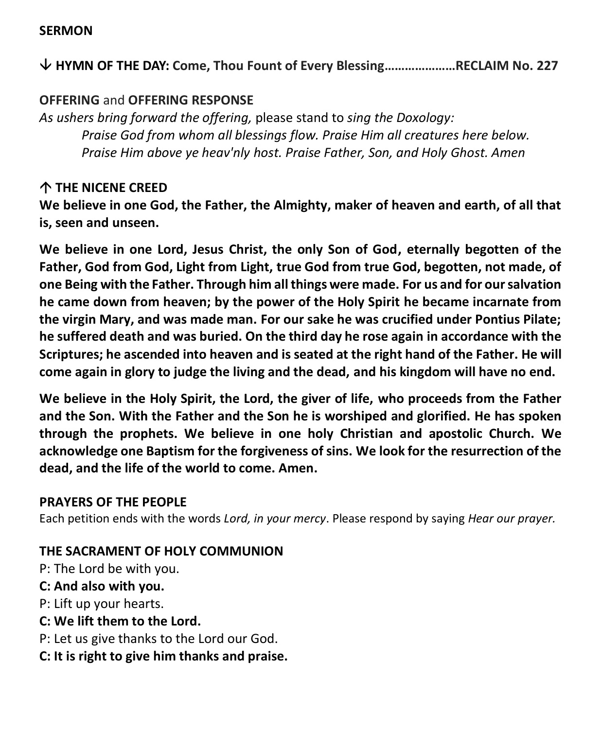**SERMON**

↓ **HYMN OF THE DAY: Come, Thou Fount of Every Blessing…………………RECLAIM No. 227**

**OFFERING** and **OFFERING RESPONSE**

*As ushers bring forward the offering,* please stand to *sing the Doxology:*

> *Praise God from whom all blessings flow. Praise Him all creatures here below. Praise Him above ye heav'nly host. Praise Father, Son, and Holy Ghost. Amen*

↑ **THE NICENE CREED**

**We believe in one God, the Father, the Almighty, maker of heaven and earth, of all that is, seen and unseen.**

**We believe in one Lord, Jesus Christ, the only Son of God, eternally begotten of the Father, God from God, Light from Light, true God from true God, begotten, not made, of one Being with the Father. Through him all things were made. For us and for our salvation he came down from heaven; by the power of the Holy Spirit he became incarnate from the virgin Mary, and was made man. For our sake he was crucified under Pontius Pilate; he suffered death and was buried. On the third day he rose again in accordance with the Scriptures; he ascended into heaven and is seated at the right hand of the Father. He will come again in glory to judge the living and the dead, and his kingdom will have no end.**

**We believe in the Holy Spirit, the Lord, the giver of life, who proceeds from the Father and the Son. With the Father and the Son he is worshiped and glorified. He has spoken through the prophets. We believe in one holy Christian and apostolic Church. We acknowledge one Baptism for the forgiveness of sins. We look for the resurrection of the dead, and the life of the world to come. Amen.**

**PRAYERS OF THE PEOPLE**

Each petition ends with the words *Lord, in your mercy*. Please respond by saying *Hear our prayer.*

**THE SACRAMENT OF HOLY COMMUNION**

P: The Lord be with you.

**C: And also with you.**

P: Lift up your hearts.

**C: We lift them to the Lord.**

P: Let us give thanks to the Lord our God.

**C: It is right to give him thanks and praise.**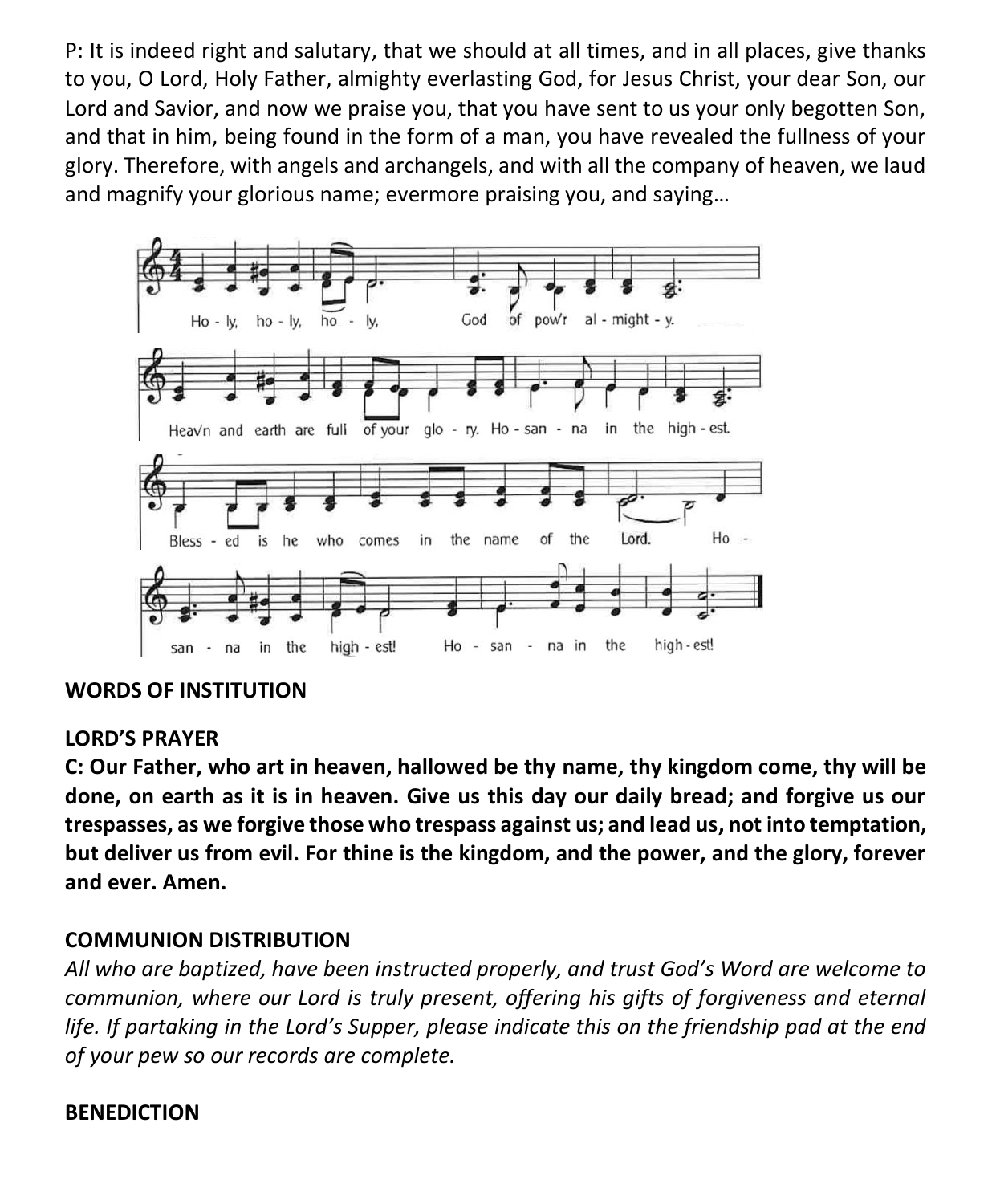P: It is indeed right and salutary, that we should at all times, and in all places, give thanks to you, O Lord, Holy Father, almighty everlasting God, for Jesus Christ, your dear Son, our Lord and Savior, and now we praise you, that you have sent to us your only begotten Son, and that in him, being found in the form of a man, you have revealed the fullness of your glory. Therefore, with angels and archangels, and with all the company of heaven, we laud and magnify your glorious name; evermore praising you, and saying…

Ho - ly, ho - ly, ho - ly, God of pow'r al - might - y.
Heav'n and earth are full of your glo - ry. Ho - san - na in the high - est.
Bless - ed is he who comes in the name of the Lord. Ho -
san - na in the high - est! Ho - san - na in the high - est!

**WORDS OF INSTITUTION**

**LORD'S PRAYER**

**C: Our Father, who art in heaven, hallowed be thy name, thy kingdom come, thy will be done, on earth as it is in heaven. Give us this day our daily bread; and forgive us our trespasses, as we forgive those who trespass against us; and lead us, not into temptation, but deliver us from evil. For thine is the kingdom, and the power, and the glory, forever and ever. Amen.**

**COMMUNION DISTRIBUTION**

*All who are baptized, have been instructed properly, and trust God's Word are welcome to communion, where our Lord is truly present, offering his gifts of forgiveness and eternal life. If partaking in the Lord's Supper, please indicate this on the friendship pad at the end of your pew so our records are complete.*

**BENEDICTION**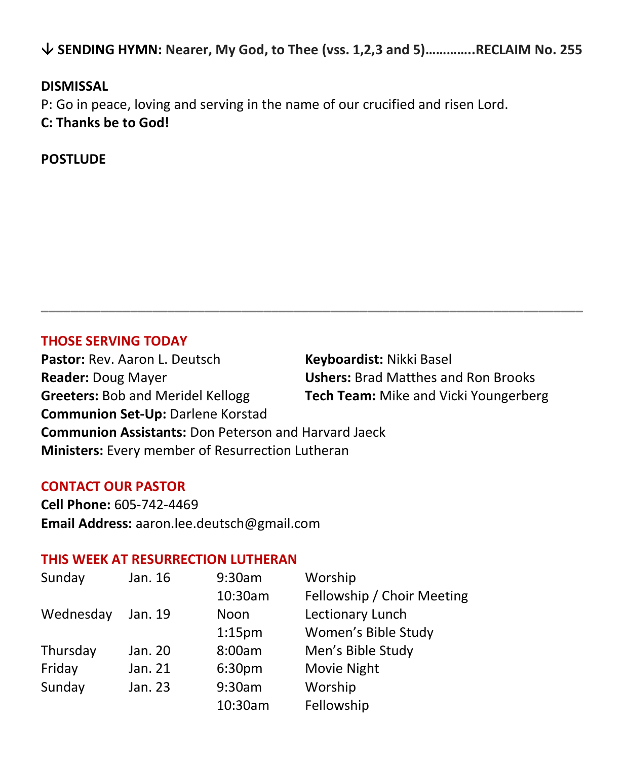↓ **SENDING HYMN: Nearer, My God, to Thee (vss. 1,2,3 and 5)………….RECLAIM No. 255**

**DISMISSAL**

P: Go in peace, loving and serving in the name of our crucified and risen Lord.

**C: Thanks be to God!**

**POSTLUDE**

---

## THOSE SERVING TODAY

**Pastor:** Rev. Aaron L. Deutsch

**Reader:** Doug Mayer

**Greeters:** Bob and Meridel Kellogg

**Keyboardist:** Nikki Basel

**Ushers:** Brad Matthes and Ron Brooks

**Tech Team:** Mike and Vicki Youngerberg

**Communion Set-Up:** Darlene Korstad

**Communion Assistants:** Don Peterson and Harvard Jaeck

**Ministers:** Every member of Resurrection Lutheran

## CONTACT OUR PASTOR

**Cell Phone:** 605-742-4469

**Email Address:** aaron.lee.deutsch@gmail.com

## THIS WEEK AT RESURRECTION LUTHERAN

| | | | |
|---|---|---|---|
| Sunday | Jan. 16 | 9:30am | Worship |
| | | 10:30am | Fellowship / Choir Meeting |
| Wednesday | Jan. 19 | Noon | Lectionary Lunch |
| | | 1:15pm | Women's Bible Study |
| Thursday | Jan. 20 | 8:00am | Men's Bible Study |
| Friday | Jan. 21 | 6:30pm | Movie Night |
| Sunday | Jan. 23 | 9:30am | Worship |
| | | 10:30am | Fellowship |